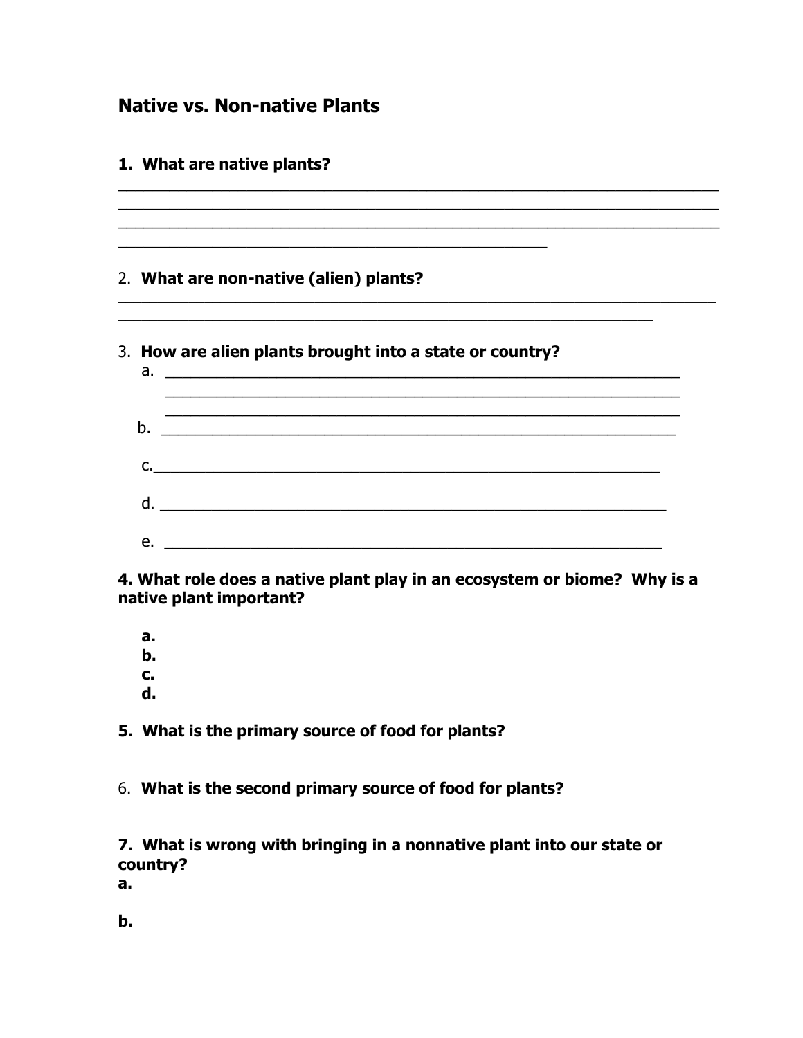## Native vs. Non-native Plants

**1. What are native plants?**

\_\_\_\_\_\_\_\_\_\_\_\_\_\_\_\_\_\_\_\_\_\_\_\_\_\_\_\_\_\_\_\_\_\_\_\_\_\_\_\_\_\_\_\_\_\_\_\_\_\_\_\_\_\_\_\_\_\_\_\_\_\_\_\_\_\_\_\_\_\_\_\_
\_\_\_\_\_\_\_\_\_\_\_\_\_\_\_\_\_\_\_\_\_\_\_\_\_\_\_\_\_\_\_\_\_\_\_\_\_\_\_\_\_\_\_\_\_\_\_\_\_\_\_\_\_\_\_\_\_\_\_\_\_\_\_\_\_\_\_\_\_\_\_\_
\_\_\_\_\_\_\_\_\_\_\_\_\_\_\_\_\_\_\_\_\_\_\_\_\_\_\_\_\_\_\_\_\_\_\_\_\_\_\_\_\_\_\_\_\_\_\_\_\_\_\_\_\_\_\_\_\_\_\_\_\_\_\_\_\_\_\_\_\_\_\_\_
\_\_\_\_\_\_\_\_\_\_\_\_\_\_\_\_\_\_\_\_\_\_\_\_\_\_\_\_\_\_\_\_\_\_\_\_\_\_\_\_\_\_\_\_\_\_\_\_\_\_\_\_

2. **What are non-native (alien) plants?**

\_\_\_\_\_\_\_\_\_\_\_\_\_\_\_\_\_\_\_\_\_\_\_\_\_\_\_\_\_\_\_\_\_\_\_\_\_\_\_\_\_\_\_\_\_\_\_\_\_\_\_\_\_\_\_\_\_\_\_\_\_\_\_\_\_\_\_\_\_\_\_\_
\_\_\_\_\_\_\_\_\_\_\_\_\_\_\_\_\_\_\_\_\_\_\_\_\_\_\_\_\_\_\_\_\_\_\_\_\_\_\_\_\_\_\_\_\_\_\_\_\_\_\_\_\_\_\_\_\_\_\_\_\_\_\_\_

3. **How are alien plants brought into a state or country?**

a. \_\_\_\_\_\_\_\_\_\_\_\_\_\_\_\_\_\_\_\_\_\_\_\_\_\_\_\_\_\_\_\_\_\_\_\_\_\_\_\_\_\_\_\_\_\_\_\_\_\_\_\_\_\_\_\_\_\_\_\_\_\_
\_\_\_\_\_\_\_\_\_\_\_\_\_\_\_\_\_\_\_\_\_\_\_\_\_\_\_\_\_\_\_\_\_\_\_\_\_\_\_\_\_\_\_\_\_\_\_\_\_\_\_\_\_\_\_\_\_\_\_\_\_\_
\_\_\_\_\_\_\_\_\_\_\_\_\_\_\_\_\_\_\_\_\_\_\_\_\_\_\_\_\_\_\_\_\_\_\_\_\_\_\_\_\_\_\_\_\_\_\_\_\_\_\_\_\_\_\_\_\_\_\_\_\_\_

b. \_\_\_\_\_\_\_\_\_\_\_\_\_\_\_\_\_\_\_\_\_\_\_\_\_\_\_\_\_\_\_\_\_\_\_\_\_\_\_\_\_\_\_\_\_\_\_\_\_\_\_\_\_\_\_\_\_\_\_\_\_\_

c. \_\_\_\_\_\_\_\_\_\_\_\_\_\_\_\_\_\_\_\_\_\_\_\_\_\_\_\_\_\_\_\_\_\_\_\_\_\_\_\_\_\_\_\_\_\_\_\_\_\_\_\_\_\_\_\_\_\_\_\_\_\_

d. \_\_\_\_\_\_\_\_\_\_\_\_\_\_\_\_\_\_\_\_\_\_\_\_\_\_\_\_\_\_\_\_\_\_\_\_\_\_\_\_\_\_\_\_\_\_\_\_\_\_\_\_\_\_\_\_\_\_\_\_\_\_

e. \_\_\_\_\_\_\_\_\_\_\_\_\_\_\_\_\_\_\_\_\_\_\_\_\_\_\_\_\_\_\_\_\_\_\_\_\_\_\_\_\_\_\_\_\_\_\_\_\_\_\_\_\_\_\_\_\_\_\_\_\_\_

**4. What role does a native plant play in an ecosystem or biome? Why is a native plant important?**

**a.**
**b.**
**c.**
**d.**

**5. What is the primary source of food for plants?**

6. **What is the second primary source of food for plants?**

**7. What is wrong with bringing in a nonnative plant into our state or country?**

**a.**

**b.**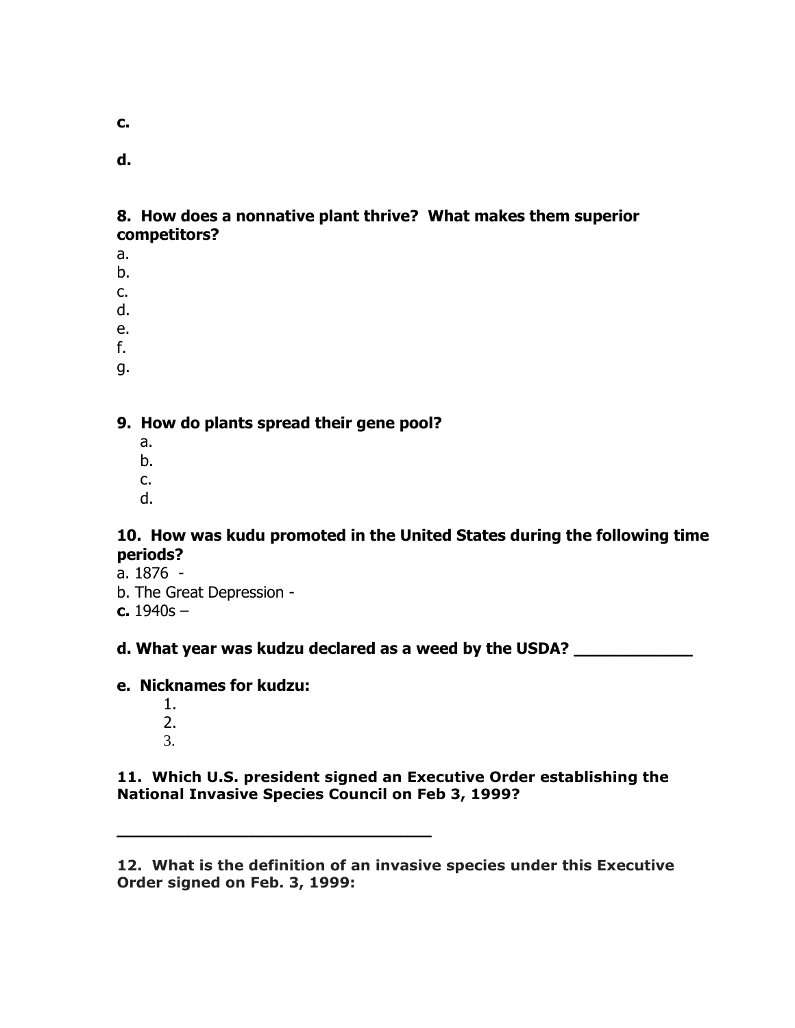**c.**

**d.**

**8. How does a nonnative plant thrive? What makes them superior competitors?**

a.
b.
c.
d.
e.
f.
g.

**9. How do plants spread their gene pool?**

a.
b.
c.
d.

**10. How was kudu promoted in the United States during the following time periods?**

a. 1876 -
b. The Great Depression -
**c.** 1940s –

**d. What year was kudzu declared as a weed by the USDA? ____________**

**e. Nicknames for kudzu:**

1.
2.
3.

**11. Which U.S. president signed an Executive Order establishing the National Invasive Species Council on Feb 3, 1999?**

**________________________________**

**12. What is the definition of an invasive species under this Executive Order signed on Feb. 3, 1999:**